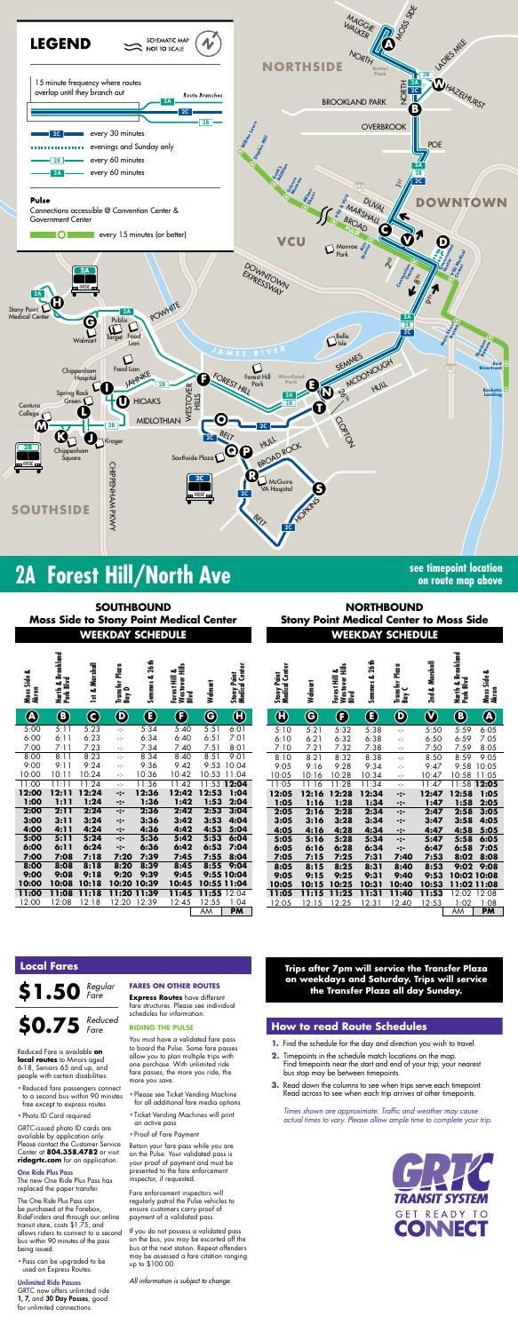# 2A Forest Hill/North Ave

**see timepoint location on route map above**

## LEGEND

SCHEMATIC MAP — NOT TO SCALE

15 minute frequency where routes overlap until they branch out — Route Branches 2A, 2C, 2B

- 2C — every 30 minutes
- evenings and Sunday only
- 2B — every 60 minutes
- 2A — every 60 minutes

**Pulse**
Connections accessible @ Convention Center & Government Center
every 15 minutes (or better)

## SOUTHBOUND
### Moss Side to Stony Point Medical Center
### WEEKDAY SCHEDULE

| Moss Side & Akron (A) | North & Brookland Park Blvd (B) | 1st & Marshall (C) | Transfer Plaza Bay D (D) | Semmes & 26th (E) | Forest Hill & Westover Hills Blvd (F) | Walmart (G) | Stony Point Medical Center (H) |
|---|---|---|---|---|---|---|---|
| 5:00 | 5:11 | 5:23 | -:- | 5:34 | 5:40 | 5:51 | 6:01 |
| 6:00 | 6:11 | 6:23 | -:- | 6:34 | 6:40 | 6:51 | 7:01 |
| 7:00 | 7:11 | 7:23 | -:- | 7:34 | 7:40 | 7:51 | 8:01 |
| 8:00 | 8:11 | 8:23 | -:- | 8:34 | 8:40 | 8:51 | 9:01 |
| 9:00 | 9:11 | 9:24 | -:- | 9:36 | 9:42 | 9:53 | 10:04 |
| 10:00 | 10:11 | 10:24 | -:- | 10:36 | 10:42 | 10:53 | 11:04 |
| 11:00 | 11:11 | 11:24 | -:- | 11:36 | 11:42 | 11:53 | **12:04** |
| **12:00** | **12:11** | **12:24** | -:- | **12:36** | **12:42** | **12:53** | **1:04** |
| **1:00** | **1:11** | **1:24** | -:- | **1:36** | **1:42** | **1:53** | **2:04** |
| **2:00** | **2:11** | **2:24** | -:- | **2:36** | **2:42** | **2:53** | **3:04** |
| **3:00** | **3:11** | **3:24** | -:- | **3:36** | **3:42** | **3:53** | **4:04** |
| **4:00** | **4:11** | **4:24** | -:- | **4:36** | **4:42** | **4:53** | **5:04** |
| **5:00** | **5:11** | **5:24** | -:- | **5:36** | **5:42** | **5:53** | **6:04** |
| **6:00** | **6:11** | **6:24** | -:- | **6:36** | **6:42** | **6:53** | **7:04** |
| **7:00** | **7:08** | **7:18** | **7:20** | **7:39** | **7:45** | **7:55** | **8:04** |
| **8:00** | **8:08** | **8:18** | **8:20** | **8:39** | **8:45** | **8:55** | **9:04** |
| **9:00** | **9:08** | **9:18** | **9:20** | **9:39** | **9:45** | **9:55** | **10:04** |
| **10:00** | **10:08** | **10:18** | **10:20** | **10:39** | **10:45** | **10:55** | **11:04** |
| **11:00** | **11:08** | **11:18** | **11:20** | **11:39** | **11:45** | **11:55** | 12:04 |
| 12:00 | 12:08 | 12:18 | 12:20 | 12:39 | 12:45 | 12:55 | 1:04 |
| | | | | | | AM | **PM** |

## NORTHBOUND
### Stony Point Medical Center to Moss Side
### WEEKDAY SCHEDULE

| Stony Point Medical Center (H) | Walmart (G) | Forest Hill & Westover Hills Blvd (F) | Semmes & 26th (E) | Transfer Plaza Bay C (D) | 2nd & Marshall (V) | North & Brookland Park Blvd (B) | Moss Side & Akron (A) |
|---|---|---|---|---|---|---|---|
| 5:10 | 5:21 | 5:32 | 5:38 | -:- | 5:50 | 5:59 | 6:05 |
| 6:10 | 6:21 | 6:32 | 6:38 | -:- | 6:50 | 6:59 | 7:05 |
| 7:10 | 7:21 | 7:32 | 7:38 | -:- | 7:50 | 7:59 | 8:05 |
| 8:10 | 8:21 | 8:32 | 8:38 | -:- | 8:50 | 8:59 | 9:05 |
| 9:05 | 9:16 | 9:28 | 9:34 | -:- | 9:47 | 9:58 | 10:05 |
| 10:05 | 10:16 | 10:28 | 10:34 | -:- | 10:47 | 10:58 | 11:05 |
| 11:05 | 11:16 | 11:28 | 11:34 | -:- | 11:47 | 11:58 | **12:05** |
| **12:05** | **12:16** | **12:28** | **12:34** | -:- | **12:47** | **12:58** | **1:05** |
| **1:05** | **1:16** | **1:28** | **1:34** | -:- | **1:47** | **1:58** | **2:05** |
| **2:05** | **2:16** | **2:28** | **2:34** | -:- | **2:47** | **2:58** | **3:05** |
| **3:05** | **3:16** | **3:28** | **3:34** | -:- | **3:47** | **3:58** | **4:05** |
| **4:05** | **4:16** | **4:28** | **4:34** | -:- | **4:47** | **4:58** | **5:05** |
| **5:05** | **5:16** | **5:28** | **5:34** | -:- | **5:47** | **5:58** | **6:05** |
| **6:05** | **6:16** | **6:28** | **6:34** | -:- | **6:47** | **6:58** | **7:05** |
| **7:05** | **7:15** | **7:25** | **7:31** | **7:40** | **7:53** | **8:02** | **8:08** |
| **8:05** | **8:15** | **8:25** | **8:31** | **8:40** | **8:53** | **9:02** | **9:08** |
| **9:05** | **9:15** | **9:25** | **9:31** | **9:40** | **9:53** | **10:02** | **10:08** |
| **10:05** | **10:15** | **10:25** | **10:31** | **10:40** | **10:53** | **11:02** | **11:08** |
| **11:05** | **11:15** | **11:25** | **11:31** | **11:40** | **11:53** | 12:02 | 12:08 |
| 12:05 | 12:15 | 12:25 | 12:31 | 12:40 | 12:53 | 1:02 | 1:08 |
| | | | | | | AM | **PM** |

**Trips after 7pm will service the Transfer Plaza on weekdays and Saturday. Trips will service the Transfer Plaza all day Sunday.**

## Local Fares

**$1.50** Regular Fare

**$0.75** Reduced Fare

Reduced Fare is available **on local routes** to Minors aged 6-18, Seniors 65 and up, and people with certain disabilities.

- Reduced fare passengers connect to a second bus within 90 minutes free except to express routes
- Photo ID Card required

GRTC-issued photo ID cards are available by application only. Please contact the Customer Service Center at **804.358.4782** or visit **ridegrtc.com** for an application.

**One Ride Plus Pass**

The new One Ride Plus Pass has replaced the paper transfer.

The One Ride Plus Pass can be purchased at the Farebox, RideFinders and through our online transit store, costs $1.75, and allows riders to connect to a second bus within 90 minutes of the pass being issued.

- Pass can be upgraded to be used on Express Routes.

**Unlimited Ride Passes**

GRTC now offers unlimited ride **1, 7,** and **30 Day Passes**, good for unlimited connections.

**FARES ON OTHER ROUTES**

**Express Routes** have different fare structures. Please see individual schedules for information.

**RIDING THE PULSE**

You must have a validated fare pass to board the Pulse. Some fare passes allow you to plan multiple trips with one purchase. With unlimited ride fare passes, the more you ride, the more you save.

- Please see Ticket Vending Machine for all additional fare media options.
- Ticket Vending Machines will print an active pass
- Proof of Fare Payment

Retain your fare pass while you are on the Pulse. Your validated pass is your proof of payment and must be presented to the fare enforcement inspector, if requested.

Fare enforcement inspectors will regularly patrol the Pulse vehicles to ensure customers carry proof of payment of a validated pass.

If you do not possess a validated pass on the bus, you may be escorted off the bus at the next station. Repeat offenders may be assessed a fare citation ranging up to $100.00.

*All information is subject to change.*

## How to read Route Schedules

1. Find the schedule for the day and direction you wish to travel.
2. Timepoints in the schedule match locations on the map. Find timepoints near the start and end of your trip; your nearest bus stop may be between timepoints.
3. Read down the columns to see when trips serve each timepoint. Read across to see when each trip arrives at other timepoints.

*Times shown are approximate. Traffic and weather may cause actual times to vary. Please allow ample time to complete your trip.*

GRTC TRANSIT SYSTEM — GET READY TO CONNECT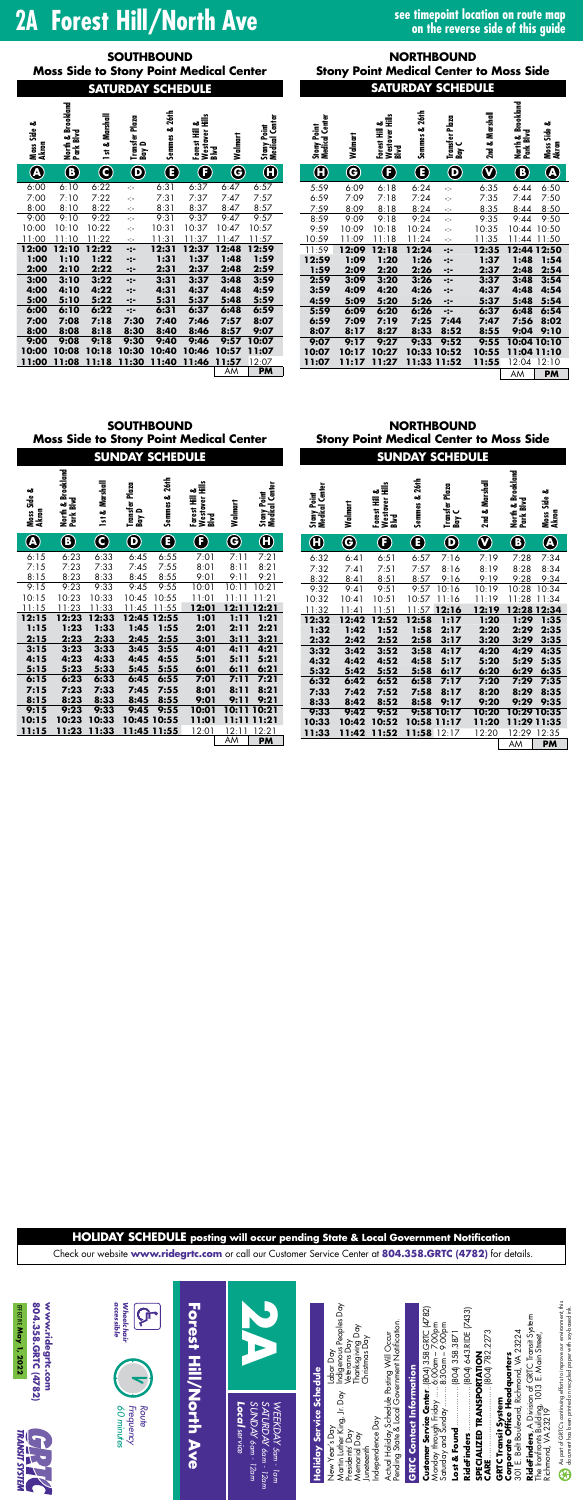# 2A Forest Hill/North Ave

**see timepoint location on route map on the reverse side of this guide**

## SOUTHBOUND
### Moss Side to Stony Point Medical Center
#### SATURDAY SCHEDULE

| Moss Side & Akron | North & Brookland Park Blvd | 1st & Marshall | Transfer Plaza Bay D | Semmes & 26th | Forest Hill & Westover Hills Blvd | Walmart | Stony Point Medical Center |
|---|---|---|---|---|---|---|---|
| A | B | C | D | E | F | G | H |
| 6:00 | 6:10 | 6:22 | -:- | 6:31 | 6:37 | 6:47 | 6:57 |
| 7:00 | 7:10 | 7:22 | -:- | 7:31 | 7:37 | 7:47 | 7:57 |
| 8:00 | 8:10 | 8:22 | -:- | 8:31 | 8:37 | 8:47 | 8:57 |
| 9:00 | 9:10 | 9:22 | -:- | 9:31 | 9:37 | 9:47 | 9:57 |
| 10:00 | 10:10 | 10:22 | -:- | 10:31 | 10:37 | 10:47 | 10:57 |
| 11:00 | 11:10 | 11:22 | -:- | 11:31 | 11:37 | 11:47 | 11:57 |
| **12:00** | **12:10** | **12:22** | **-:-** | **12:31** | **12:37** | **12:48** | **12:59** |
| **1:00** | **1:10** | **1:22** | **-:-** | **1:31** | **1:37** | **1:48** | **1:59** |
| **2:00** | **2:10** | **2:22** | **-:-** | **2:31** | **2:37** | **2:48** | **2:59** |
| **3:00** | **3:10** | **3:22** | **-:-** | **3:31** | **3:37** | **3:48** | **3:59** |
| **4:00** | **4:10** | **4:22** | **-:-** | **4:31** | **4:37** | **4:48** | **4:59** |
| **5:00** | **5:10** | **5:22** | **-:-** | **5:31** | **5:37** | **5:48** | **5:59** |
| **6:00** | **6:10** | **6:22** | **-:-** | **6:31** | **6:37** | **6:48** | **6:59** |
| **7:00** | **7:08** | **7:18** | **7:30** | **7:40** | **7:46** | **7:57** | **8:07** |
| **8:00** | **8:08** | **8:18** | **8:30** | **8:40** | **8:46** | **8:57** | **9:07** |
| **9:00** | **9:08** | **9:18** | **9:30** | **9:40** | **9:46** | **9:57** | **10:07** |
| **10:00** | **10:08** | **10:18** | **10:30** | **10:40** | **10:46** | **10:57** | **11:07** |
| **11:00** | **11:08** | **11:18** | **11:30** | **11:40** | **11:46** | **11:57** | 12:07 |

AM **PM**

## NORTHBOUND
### Stony Point Medical Center to Moss Side
#### SATURDAY SCHEDULE

| Stony Point Medical Center | Walmart | Forest Hill & Westover Hills Blvd | Semmes & 26th | Transfer Plaza Bay C | 2nd & Marshall | North & Brookland Park Blvd | Moss Side & Akron |
|---|---|---|---|---|---|---|---|
| H | G | F | E | D | V | B | A |
| 5:59 | 6:09 | 6:18 | 6:24 | -:- | 6:35 | 6:44 | 6:50 |
| 6:59 | 7:09 | 7:18 | 7:24 | -:- | 7:35 | 7:44 | 7:50 |
| 7:59 | 8:09 | 8:18 | 8:24 | -:- | 8:35 | 8:44 | 8:50 |
| 8:59 | 9:09 | 9:18 | 9:24 | -:- | 9:35 | 9:44 | 9:50 |
| 9:59 | 10:09 | 10:18 | 10:24 | -:- | 10:35 | 10:44 | 10:50 |
| 10:59 | 11:09 | 11:18 | 11:24 | -:- | 11:35 | 11:44 | 11:50 |
| 11:59 | **12:09** | **12:18** | **12:24** | **-:-** | **12:35** | **12:44** | **12:50** |
| **12:59** | **1:09** | **1:20** | **1:26** | **-:-** | **1:37** | **1:48** | **1:54** |
| **1:59** | **2:09** | **2:20** | **2:26** | **-:-** | **2:37** | **2:48** | **2:54** |
| **2:59** | **3:09** | **3:20** | **3:26** | **-:-** | **3:37** | **3:48** | **3:54** |
| **3:59** | **4:09** | **4:20** | **4:26** | **-:-** | **4:37** | **4:48** | **4:54** |
| **4:59** | **5:09** | **5:20** | **5:26** | **-:-** | **5:37** | **5:48** | **5:54** |
| **5:59** | **6:09** | **6:20** | **6:26** | **-:-** | **6:37** | **6:48** | **6:54** |
| **6:59** | **7:09** | **7:19** | **7:25** | **7:44** | **7:47** | **7:56** | **8:02** |
| **8:07** | **8:17** | **8:27** | **8:33** | **8:52** | **8:55** | **9:04** | **9:10** |
| **9:07** | **9:17** | **9:27** | **9:33** | **9:52** | **9:55** | **10:04** | **10:10** |
| **10:07** | **10:17** | **10:27** | **10:33** | **10:52** | **10:55** | **11:04** | **11:10** |
| **11:07** | **11:17** | **11:27** | **11:33** | **11:52** | **11:55** | 12:04 | 12:10 |

AM **PM**

## SOUTHBOUND
### Moss Side to Stony Point Medical Center
#### SUNDAY SCHEDULE

| Moss Side & Akron | North & Brookland Park Blvd | 1st & Marshall | Transfer Plaza Bay D | Semmes & 26th | Forest Hill & Westover Hills Blvd | Walmart | Stony Point Medical Center |
|---|---|---|---|---|---|---|---|
| A | B | C | D | E | F | G | H |
| 6:15 | 6:23 | 6:33 | 6:45 | 6:55 | 7:01 | 7:11 | 7:21 |
| 7:15 | 7:23 | 7:33 | 7:45 | 7:55 | 8:01 | 8:11 | 8:21 |
| 8:15 | 8:23 | 8:33 | 8:45 | 8:55 | 9:01 | 9:11 | 9:21 |
| 9:15 | 9:23 | 9:33 | 9:45 | 9:55 | 10:01 | 10:11 | 10:21 |
| 10:15 | 10:23 | 10:33 | 10:45 | 10:55 | 11:01 | 11:11 | 11:21 |
| 11:15 | 11:23 | 11:33 | 11:45 | 11:55 | **12:01** | **12:11** | **12:21** |
| **12:15** | **12:23** | **12:33** | **12:45** | **12:55** | **1:01** | **1:11** | **1:21** |
| **1:15** | **1:23** | **1:33** | **1:45** | **1:55** | **2:01** | **2:11** | **2:21** |
| **2:15** | **2:23** | **2:33** | **2:45** | **2:55** | **3:01** | **3:11** | **3:21** |
| **3:15** | **3:23** | **3:33** | **3:45** | **3:55** | **4:01** | **4:11** | **4:21** |
| **4:15** | **4:23** | **4:33** | **4:45** | **4:55** | **5:01** | **5:11** | **5:21** |
| **5:15** | **5:23** | **5:33** | **5:45** | **5:55** | **6:01** | **6:11** | **6:21** |
| **6:15** | **6:23** | **6:33** | **6:45** | **6:55** | **7:01** | **7:11** | **7:21** |
| **7:15** | **7:23** | **7:33** | **7:45** | **7:55** | **8:01** | **8:11** | **8:21** |
| **8:15** | **8:23** | **8:33** | **8:45** | **8:55** | **9:01** | **9:11** | **9:21** |
| **9:15** | **9:23** | **9:33** | **9:45** | **9:55** | **10:01** | **10:11** | **10:21** |
| **10:15** | **10:23** | **10:33** | **10:45** | **10:55** | **11:01** | **11:11** | **11:21** |
| **11:15** | **11:23** | **11:33** | **11:45** | **11:55** | 12:01 | 12:11 | 12:21 |

AM **PM**

## NORTHBOUND
### Stony Point Medical Center to Moss Side
#### SUNDAY SCHEDULE

| Stony Point Medical Center | Walmart | Forest Hill & Westover Hills Blvd | Semmes & 26th | Transfer Plaza Bay C | 2nd & Marshall | North & Brookland Park Blvd | Moss Side & Akron |
|---|---|---|---|---|---|---|---|
| H | G | F | E | D | V | B | A |
| 6:32 | 6:41 | 6:51 | 6:57 | 7:16 | 7:19 | 7:28 | 7:34 |
| 7:32 | 7:41 | 7:51 | 7:57 | 8:16 | 8:19 | 8:28 | 8:34 |
| 8:32 | 8:41 | 8:51 | 8:57 | 9:16 | 9:19 | 9:28 | 9:34 |
| 9:32 | 9:41 | 9:51 | 9:57 | 10:16 | 10:19 | 10:28 | 10:34 |
| 10:32 | 10:41 | 10:51 | 10:57 | 11:16 | 11:19 | 11:28 | 11:34 |
| 11:32 | 11:41 | 11:51 | 11:57 | **12:16** | **12:19** | **12:28** | **12:34** |
| **12:32** | **12:42** | **12:52** | **12:58** | **1:17** | **1:20** | **1:29** | **1:35** |
| **1:32** | **1:42** | **1:52** | **1:58** | **2:17** | **2:20** | **2:29** | **2:35** |
| **2:32** | **2:42** | **2:52** | **2:58** | **3:17** | **3:20** | **3:29** | **3:35** |
| **3:32** | **3:42** | **3:52** | **3:58** | **4:17** | **4:20** | **4:29** | **4:35** |
| **4:32** | **4:42** | **4:52** | **4:58** | **5:17** | **5:20** | **5:29** | **5:35** |
| **5:32** | **5:42** | **5:52** | **5:58** | **6:17** | **6:20** | **6:29** | **6:35** |
| **6:32** | **6:42** | **6:52** | **6:58** | **7:17** | **7:20** | **7:29** | **7:35** |
| **7:33** | **7:42** | **7:52** | **7:58** | **8:17** | **8:20** | **8:29** | **8:35** |
| **8:33** | **8:42** | **8:52** | **8:58** | **9:17** | **9:20** | **9:29** | **9:35** |
| **9:33** | **9:42** | **9:52** | **9:58** | **10:17** | **10:20** | **10:29** | **10:35** |
| **10:33** | **10:42** | **10:52** | **10:58** | **11:17** | **11:20** | **11:29** | **11:35** |
| **11:33** | **11:42** | **11:52** | **11:58** | 12:17 | 12:20 | 12:29 | 12:35 |

AM **PM**

**HOLIDAY SCHEDULE posting will occur pending State & Local Government Notification**

Check our website **www.ridegrtc.com** or call our Customer Service Center at **804.358.GRTC (4782)** for details.

# 2A Forest Hill/North Ave

**Local** fare rate

WEEKDAY 5am – 1am
SATURDAY 6am – 12am
SUNDAY 6am – 12am

Wheelchair accessible

Route Frequency 60 minutes

www.ridegrtc.com
804.358.GRTC (4782)

EFFECTIVE **May 1, 2022**

GRTC TRANSIT SYSTEM

### Holiday Service Schedule

- New Year's Day
- Martin Luther King, Jr. Day
- Presidents' Day
- Memorial Day
- Juneteenth
- Independence Day
- Labor Day
- Indigenous Peoples Day
- Veterans Day
- Thanksgiving Day
- Christmas Day

Actual Holiday Schedule Posting Will Occur Pending State & Local Government Notification

### GRTC Contact Information

**Customer Service Center** (804) 358.GRTC (4782)
Monday through Friday ........ 6:00am – 9:00pm
Saturday and Sunday ........ 8:30am – 9:00pm

**Lost & Found** .......... (804) 358.3871

**RideFinders** .......... (804) 643.RIDE (7433)

**SPECIALIZED TRANSPORTATION**
**CARE** .......... (804) 782.2273

**GRTC Transit System**
**Corporate Office Headquarters**
301 E. Belt Boulevard, Richmond, VA 23224

**RideFinders**, A Division of GRTC Transit System
The Ironfronts Building, 1013 E. Main Street,
Richmond, VA 23219

As part of GRTC's continuing efforts to improve our environment this document has been printed on recycled paper with soy-based ink.